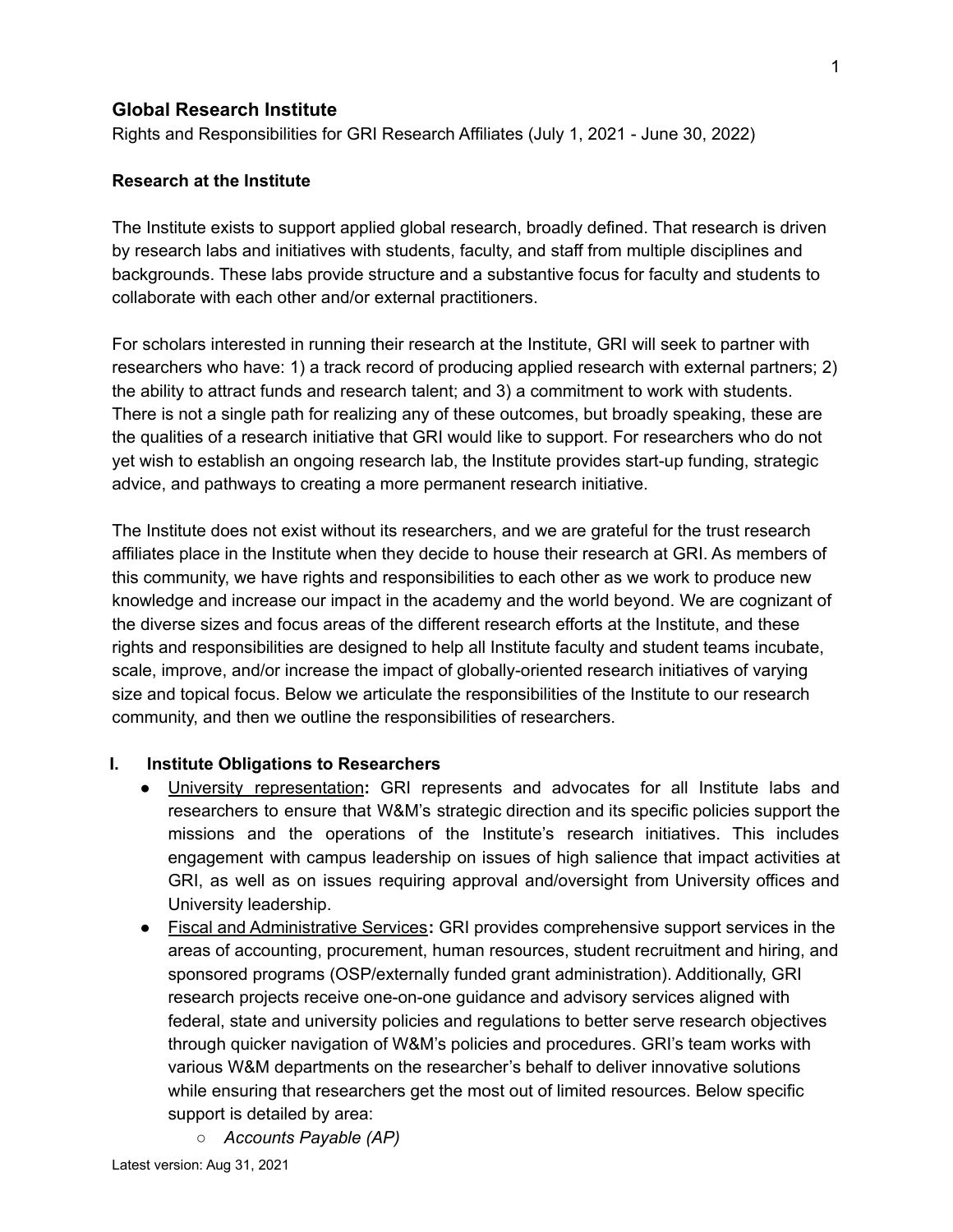## Global Research Institute

Rights and Responsibilities for GRI Research Affiliates (July 1, 2021 - June 30, 2022)

**Research at the Institute**

The Institute exists to support applied global research, broadly defined. That research is driven by research labs and initiatives with students, faculty, and staff from multiple disciplines and backgrounds. These labs provide structure and a substantive focus for faculty and students to collaborate with each other and/or external practitioners.

For scholars interested in running their research at the Institute, GRI will seek to partner with researchers who have: 1) a track record of producing applied research with external partners; 2) the ability to attract funds and research talent; and 3) a commitment to work with students. There is not a single path for realizing any of these outcomes, but broadly speaking, these are the qualities of a research initiative that GRI would like to support. For researchers who do not yet wish to establish an ongoing research lab, the Institute provides start-up funding, strategic advice, and pathways to creating a more permanent research initiative.

The Institute does not exist without its researchers, and we are grateful for the trust research affiliates place in the Institute when they decide to house their research at GRI. As members of this community, we have rights and responsibilities to each other as we work to produce new knowledge and increase our impact in the academy and the world beyond. We are cognizant of the diverse sizes and focus areas of the different research efforts at the Institute, and these rights and responsibilities are designed to help all Institute faculty and student teams incubate, scale, improve, and/or increase the impact of globally-oriented research initiatives of varying size and topical focus. Below we articulate the responsibilities of the Institute to our research community, and then we outline the responsibilities of researchers.

### I. Institute Obligations to Researchers

- University representation**:** GRI represents and advocates for all Institute labs and researchers to ensure that W&M's strategic direction and its specific policies support the missions and the operations of the Institute's research initiatives. This includes engagement with campus leadership on issues of high salience that impact activities at GRI, as well as on issues requiring approval and/oversight from University offices and University leadership.
- Fiscal and Administrative Services**:** GRI provides comprehensive support services in the areas of accounting, procurement, human resources, student recruitment and hiring, and sponsored programs (OSP/externally funded grant administration). Additionally, GRI research projects receive one-on-one guidance and advisory services aligned with federal, state and university policies and regulations to better serve research objectives through quicker navigation of W&M's policies and procedures. GRI's team works with various W&M departments on the researcher's behalf to deliver innovative solutions while ensuring that researchers get the most out of limited resources. Below specific support is detailed by area:
  - *Accounts Payable (AP)*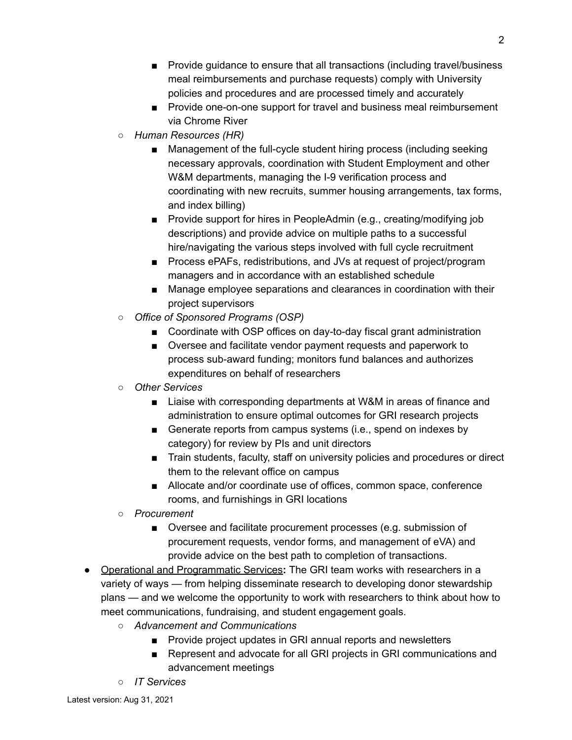- Provide guidance to ensure that all transactions (including travel/business meal reimbursements and purchase requests) comply with University policies and procedures and are processed timely and accurately
        - Provide one-on-one support for travel and business meal reimbursement via Chrome River
    - *Human Resources (HR)*
        - Management of the full-cycle student hiring process (including seeking necessary approvals, coordination with Student Employment and other W&M departments, managing the I-9 verification process and coordinating with new recruits, summer housing arrangements, tax forms, and index billing)
        - Provide support for hires in PeopleAdmin (e.g., creating/modifying job descriptions) and provide advice on multiple paths to a successful hire/navigating the various steps involved with full cycle recruitment
        - Process ePAFs, redistributions, and JVs at request of project/program managers and in accordance with an established schedule
        - Manage employee separations and clearances in coordination with their project supervisors
    - *Office of Sponsored Programs (OSP)*
        - Coordinate with OSP offices on day-to-day fiscal grant administration
        - Oversee and facilitate vendor payment requests and paperwork to process sub-award funding; monitors fund balances and authorizes expenditures on behalf of researchers
    - *Other Services*
        - Liaise with corresponding departments at W&M in areas of finance and administration to ensure optimal outcomes for GRI research projects
        - Generate reports from campus systems (i.e., spend on indexes by category) for review by PIs and unit directors
        - Train students, faculty, staff on university policies and procedures or direct them to the relevant office on campus
        - Allocate and/or coordinate use of offices, common space, conference rooms, and furnishings in GRI locations
    - *Procurement*
        - Oversee and facilitate procurement processes (e.g. submission of procurement requests, vendor forms, and management of eVA) and provide advice on the best path to completion of transactions.
- <u>Operational and Programmatic Services</u>**:** The GRI team works with researchers in a variety of ways — from helping disseminate research to developing donor stewardship plans — and we welcome the opportunity to work with researchers to think about how to meet communications, fundraising, and student engagement goals.
    - *Advancement and Communications*
        - Provide project updates in GRI annual reports and newsletters
        - Represent and advocate for all GRI projects in GRI communications and advancement meetings
    - *IT Services*

Latest version: Aug 31, 2021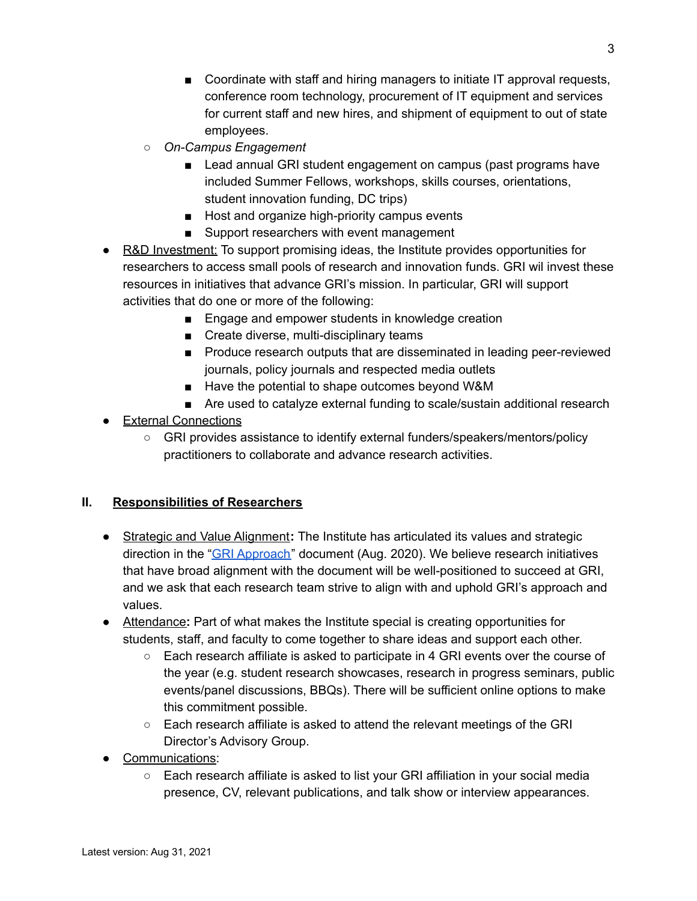- Coordinate with staff and hiring managers to initiate IT approval requests, conference room technology, procurement of IT equipment and services for current staff and new hires, and shipment of equipment to out of state employees.
    - *On-Campus Engagement*
        - Lead annual GRI student engagement on campus (past programs have included Summer Fellows, workshops, skills courses, orientations, student innovation funding, DC trips)
        - Host and organize high-priority campus events
        - Support researchers with event management
- <u>R&D Investment:</u> To support promising ideas, the Institute provides opportunities for researchers to access small pools of research and innovation funds. GRI wil invest these resources in initiatives that advance GRI's mission. In particular, GRI will support activities that do one or more of the following:
    - Engage and empower students in knowledge creation
    - Create diverse, multi-disciplinary teams
    - Produce research outputs that are disseminated in leading peer-reviewed journals, policy journals and respected media outlets
    - Have the potential to shape outcomes beyond W&M
    - Are used to catalyze external funding to scale/sustain additional research
- <u>External Connections</u>
    - GRI provides assistance to identify external funders/speakers/mentors/policy practitioners to collaborate and advance research activities.

## II. <u>Responsibilities of Researchers</u>

- <u>Strategic and Value Alignment</u>**:** The Institute has articulated its values and strategic direction in the "GRI Approach" document (Aug. 2020). We believe research initiatives that have broad alignment with the document will be well-positioned to succeed at GRI, and we ask that each research team strive to align with and uphold GRI's approach and values.
- <u>Attendance</u>**:** Part of what makes the Institute special is creating opportunities for students, staff, and faculty to come together to share ideas and support each other.
    - Each research affiliate is asked to participate in 4 GRI events over the course of the year (e.g. student research showcases, research in progress seminars, public events/panel discussions, BBQs). There will be sufficient online options to make this commitment possible.
    - Each research affiliate is asked to attend the relevant meetings of the GRI Director's Advisory Group.
- <u>Communications</u>:
    - Each research affiliate is asked to list your GRI affiliation in your social media presence, CV, relevant publications, and talk show or interview appearances.

Latest version: Aug 31, 2021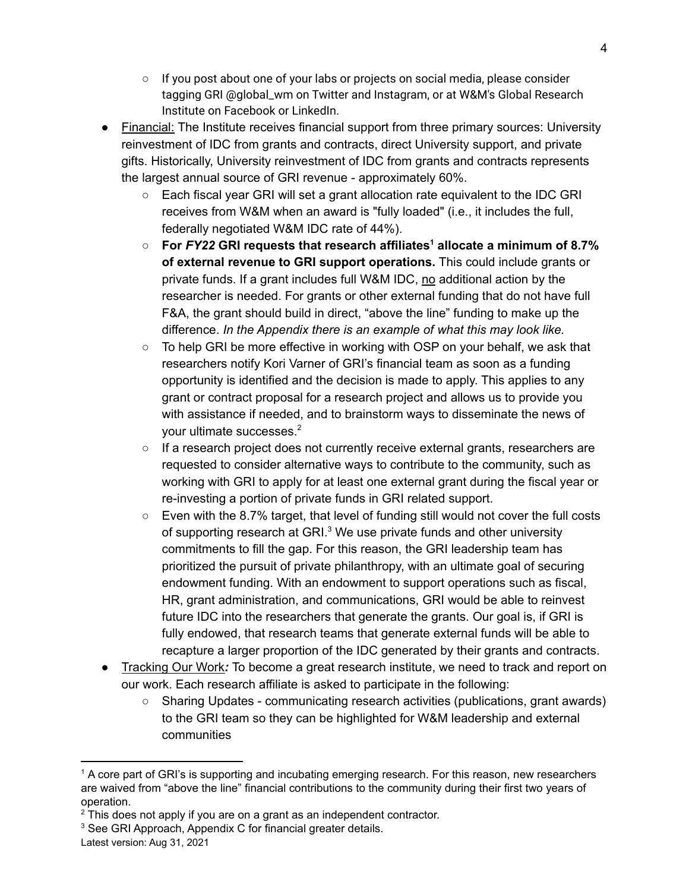- If you post about one of your labs or projects on social media, please consider tagging GRI @global_wm on Twitter and Instagram, or at W&M's Global Research Institute on Facebook or LinkedIn.
- Financial: The Institute receives financial support from three primary sources: University reinvestment of IDC from grants and contracts, direct University support, and private gifts. Historically, University reinvestment of IDC from grants and contracts represents the largest annual source of GRI revenue - approximately 60%.
    - Each fiscal year GRI will set a grant allocation rate equivalent to the IDC GRI receives from W&M when an award is "fully loaded" (i.e., it includes the full, federally negotiated W&M IDC rate of 44%).
    - **For *FY22* GRI requests that research affiliates[1] allocate a minimum of 8.7% of external revenue to GRI support operations.** This could include grants or private funds. If a grant includes full W&M IDC, no additional action by the researcher is needed. For grants or other external funding that do not have full F&A, the grant should build in direct, "above the line" funding to make up the difference. *In the Appendix there is an example of what this may look like.*
    - To help GRI be more effective in working with OSP on your behalf, we ask that researchers notify Kori Varner of GRI's financial team as soon as a funding opportunity is identified and the decision is made to apply. This applies to any grant or contract proposal for a research project and allows us to provide you with assistance if needed, and to brainstorm ways to disseminate the news of your ultimate successes.[2]
    - If a research project does not currently receive external grants, researchers are requested to consider alternative ways to contribute to the community, such as working with GRI to apply for at least one external grant during the fiscal year or re-investing a portion of private funds in GRI related support.
    - Even with the 8.7% target, that level of funding still would not cover the full costs of supporting research at GRI.[3] We use private funds and other university commitments to fill the gap. For this reason, the GRI leadership team has prioritized the pursuit of private philanthropy, with an ultimate goal of securing endowment funding. With an endowment to support operations such as fiscal, HR, grant administration, and communications, GRI would be able to reinvest future IDC into the researchers that generate the grants. Our goal is, if GRI is fully endowed, that research teams that generate external funds will be able to recapture a larger proportion of the IDC generated by their grants and contracts.
- Tracking Our Work***:*** To become a great research institute, we need to track and report on our work. Each research affiliate is asked to participate in the following:
    - Sharing Updates - communicating research activities (publications, grant awards) to the GRI team so they can be highlighted for W&M leadership and external communities

---

[1] A core part of GRI's is supporting and incubating emerging research. For this reason, new researchers are waived from "above the line" financial contributions to the community during their first two years of operation.

[2] This does not apply if you are on a grant as an independent contractor.

[3] See GRI Approach, Appendix C for financial greater details.

Latest version: Aug 31, 2021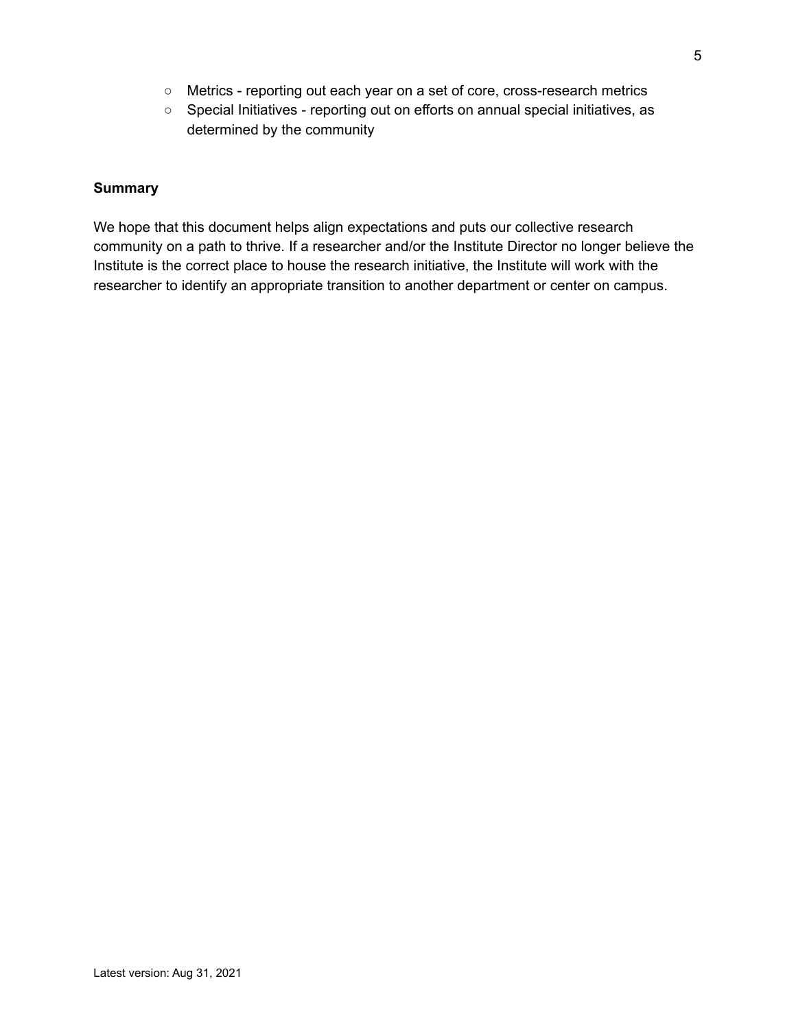- Metrics - reporting out each year on a set of core, cross-research metrics
  - Special Initiatives - reporting out on efforts on annual special initiatives, as determined by the community

**Summary**

We hope that this document helps align expectations and puts our collective research community on a path to thrive. If a researcher and/or the Institute Director no longer believe the Institute is the correct place to house the research initiative, the Institute will work with the researcher to identify an appropriate transition to another department or center on campus.

Latest version: Aug 31, 2021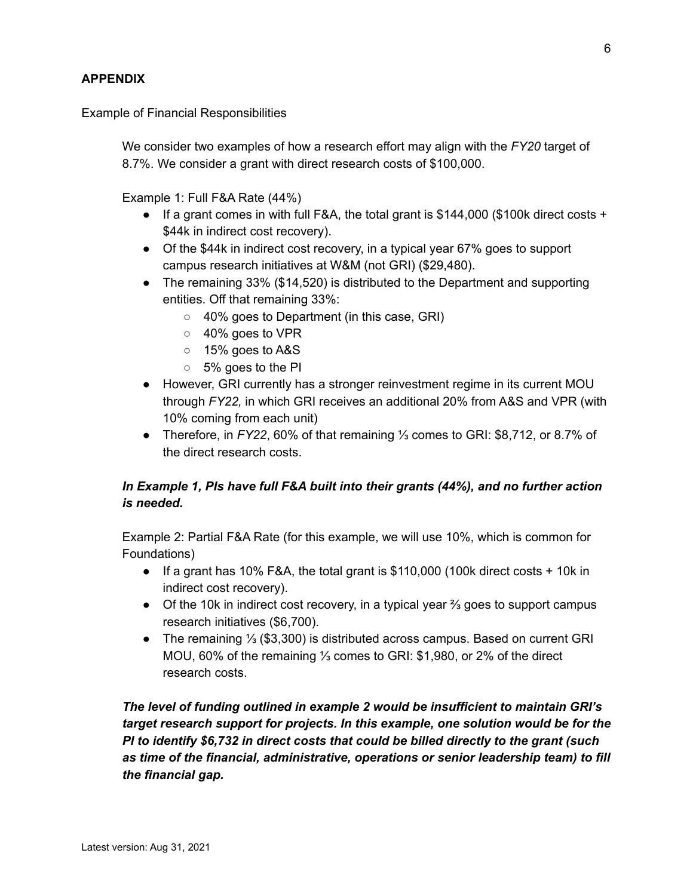**APPENDIX**

Example of Financial Responsibilities

We consider two examples of how a research effort may align with the *FY20* target of 8.7%. We consider a grant with direct research costs of $100,000.

Example 1: Full F&A Rate (44%)

- If a grant comes in with full F&A, the total grant is $144,000 ($100k direct costs + $44k in indirect cost recovery).
- Of the $44k in indirect cost recovery, in a typical year 67% goes to support campus research initiatives at W&M (not GRI) ($29,480).
- The remaining 33% ($14,520) is distributed to the Department and supporting entities. Off that remaining 33%:
    - 40% goes to Department (in this case, GRI)
    - 40% goes to VPR
    - 15% goes to A&S
    - 5% goes to the PI
- However, GRI currently has a stronger reinvestment regime in its current MOU through *FY22,* in which GRI receives an additional 20% from A&S and VPR (with 10% coming from each unit)
- Therefore, in *FY22*, 60% of that remaining ⅓ comes to GRI: $8,712, or 8.7% of the direct research costs.

***In Example 1, PIs have full F&A built into their grants (44%), and no further action is needed.***

Example 2: Partial F&A Rate (for this example, we will use 10%, which is common for Foundations)

- If a grant has 10% F&A, the total grant is $110,000 (100k direct costs + 10k in indirect cost recovery).
- Of the 10k in indirect cost recovery, in a typical year ⅔ goes to support campus research initiatives ($6,700).
- The remaining ⅓ ($3,300) is distributed across campus. Based on current GRI MOU, 60% of the remaining ⅓ comes to GRI: $1,980, or 2% of the direct research costs.

***The level of funding outlined in example 2 would be insufficient to maintain GRI's target research support for projects. In this example, one solution would be for the PI to identify $6,732 in direct costs that could be billed directly to the grant (such as time of the financial, administrative, operations or senior leadership team) to fill the financial gap.***

Latest version: Aug 31, 2021